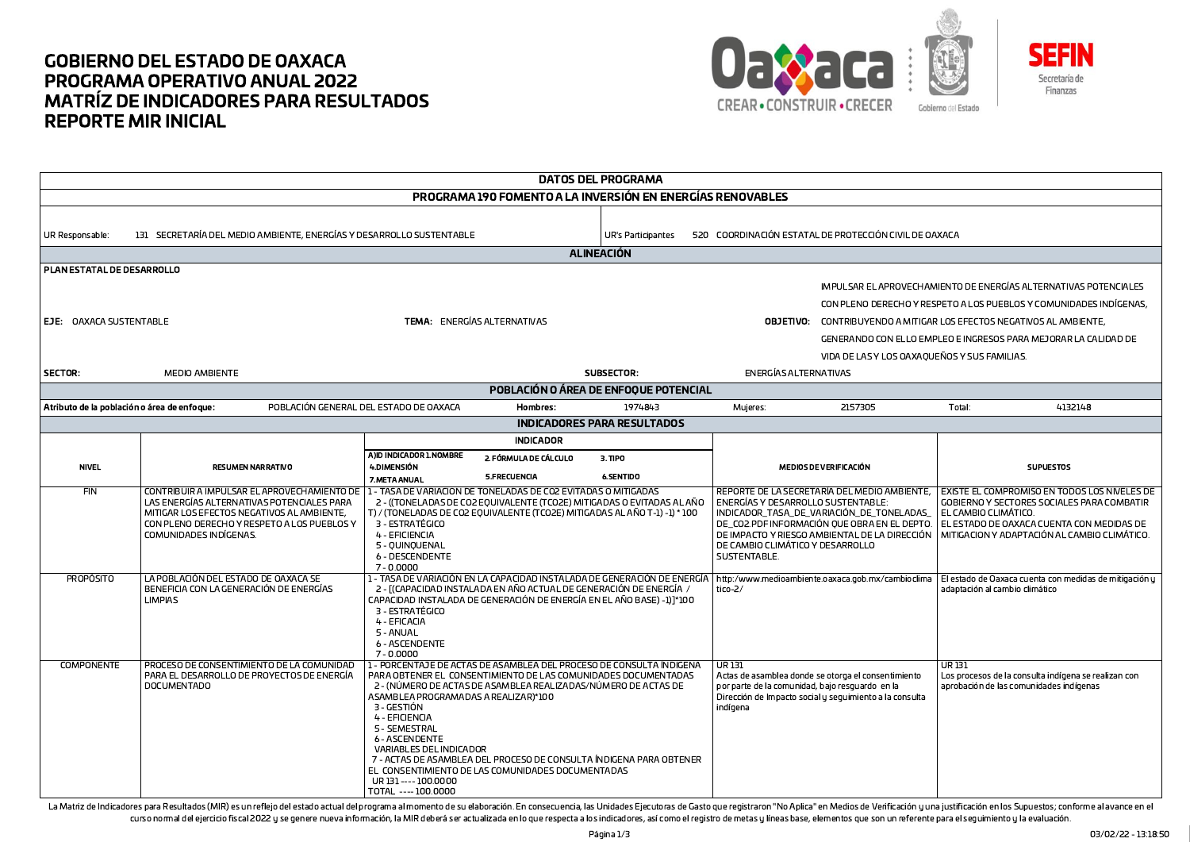# GOBIERNO DEL ESTADO DE OAXACA
# PROGRAMA OPERATIVO ANUAL 2022
# MATRÍZ DE INDICADORES PARA RESULTADOS
# REPORTE MIR INICIAL

## DATOS DEL PROGRAMA

### PROGRAMA 190 FOMENTO A LA INVERSIÓN EN ENERGÍAS RENOVABLES

UR Responsable: 131 SECRETARÍA DEL MEDIO AMBIENTE, ENERGÍAS Y DESARROLLO SUSTENTABLE

UR's Participantes: 520 COORDINACIÓN ESTATAL DE PROTECCIÓN CIVIL DE OAXACA

## ALINEACIÓN

**PLAN ESTATAL DE DESARROLLO**

**EJE:** OAXACA SUSTENTABLE

**TEMA:** ENERGÍAS ALTERNATIVAS

**OBJETIVO:** IMPULSAR EL APROVECHAMIENTO DE ENERGÍAS ALTERNATIVAS POTENCIALES CON PLENO DERECHO Y RESPETO A LOS PUEBLOS Y COMUNIDADES INDÍGENAS, CONTRIBUYENDO A MITIGAR LOS EFECTOS NEGATIVOS AL AMBIENTE, GENERANDO CON ELLO EMPLEO E INGRESOS PARA MEJORAR LA CALIDAD DE VIDA DE LAS Y LOS OAXAQUEÑOS Y SUS FAMILIAS.

**SECTOR:** MEDIO AMBIENTE

**SUBSECTOR:** ENERGÍAS ALTERNATIVAS

## POBLACIÓN O ÁREA DE ENFOQUE POTENCIAL

| Atributo de la población o área de enfoque: | POBLACIÓN GENERAL DEL ESTADO DE OAXACA | Hombres: | 1974843 | Mujeres: | 2157305 | Total: | 4132148 |
|---|---|---|---|---|---|---|---|

## INDICADORES PARA RESULTADOS

| NIVEL | RESUMEN NARRATIVO | INDICADOR: A)ID INDICADOR 1.NOMBRE / 2. FÓRMULA DE CÁLCULO / 3. TIPO / 4.DIMENSIÓN / 5.FRECUENCIA / 6.SENTIDO / 7.META ANUAL | MEDIOS DE VERIFICACIÓN | SUPUESTOS |
|---|---|---|---|---|
| FIN | CONTRIBUIR A IMPULSAR EL APROVECHAMIENTO DE LAS ENERGÍAS ALTERNATIVAS POTENCIALES PARA MITIGAR LOS EFECTOS NEGATIVOS AL AMBIENTE, CON PLENO DERECHO Y RESPETO A LOS PUEBLOS Y COMUNIDADES INDÍGENAS. | 1 - TASA DE VARIACION DE TONELADAS DE CO2 EVITADAS O MITIGADAS<br>2 - ((TONELADAS DE CO2 EQUIVALENTE (TCO2E) MITIGADAS O EVITADAS AL AÑO T) / (TONELADAS DE CO2 EQUIVALENTE (TCO2E) MITIGADAS AL AÑO T-1) -1) * 100<br>3 - ESTRATÉGICO<br>4 - EFICIENCIA<br>5 - QUINQUENAL<br>6 - DESCENDENTE<br>7 - 0.0000 | REPORTE DE LA SECRETARÍA DEL MEDIO AMBIENTE, ENERGÍAS Y DESARROLLO SUSTENTABLE: INDICADOR_TASA_DE_VARIACIÓN_DE_TONELADAS_DE_CO2.PDF INFORMACIÓN QUE OBRA EN EL DEPTO. DE IMPACTO Y RIESGO AMBIENTAL DE LA DIRECCIÓN DE CAMBIO CLIMÁTICO Y DESARROLLO SUSTENTABLE. | EXISTE EL COMPROMISO EN TODOS LOS NIVELES DE GOBIERNO Y SECTORES SOCIALES PARA COMBATIR EL CAMBIO CLIMÁTICO.<br>EL ESTADO DE OAXACA CUENTA CON MEDIDAS DE MITIGACION Y ADAPTACIÓN AL CAMBIO CLIMÁTICO. |
| PROPÓSITO | LA POBLACIÓN DEL ESTADO DE OAXACA SE BENEFICIA CON LA GENERACIÓN DE ENERGÍAS LIMPIAS | 1 - TASA DE VARIACIÓN EN LA CAPACIDAD INSTALADA DE GENERACIÓN DE ENERGÍA<br>2 - [(CAPACIDAD INSTALADA EN AÑO ACTUAL DE GENERACIÓN DE ENERGÍA / CAPACIDAD INSTALADA DE GENERACIÓN DE ENERGÍA EN EL AÑO BASE) -1)]*100<br>3 - ESTRATÉGICO<br>4 - EFICACIA<br>5 - ANUAL<br>6 - ASCENDENTE<br>7 - 0.0000 | http://www.medioambiente.oaxaca.gob.mx/cambioclimatico-2/ | El estado de Oaxaca cuenta con medidas de mitigación y adaptación al cambio climático |
| COMPONENTE | PROCESO DE CONSENTIMIENTO DE LA COMUNIDAD PARA EL DESARROLLO DE PROYECTOS DE ENERGÍA DOCUMENTADO | 1 - PORCENTAJE DE ACTAS DE ASAMBLEA DEL PROCESO DE CONSULTA INDIGENA PARA OBTENER EL CONSENTIMIENTO DE LAS COMUNIDADES DOCUMENTADAS<br>2 - (NÚMERO DE ACTAS DE ASAMBLEA REALIZADAS/NÚMERO DE ACTAS DE ASAMBLEA PROGRAMADAS A REALIZAR)*100<br>3 - GESTIÓN<br>4 - EFICIENCIA<br>5 - SEMESTRAL<br>6 - ASCENDENTE<br>VARIABLES DEL INDICADOR<br>7 - ACTAS DE ASAMBLEA DEL PROCESO DE CONSULTA ÍNDIGENA PARA OBTENER EL CONSENTIMIENTO DE LAS COMUNIDADES DOCUMENTADAS<br>UR 131 ---- 100.0000<br>TOTAL ---- 100.0000 | UR 131<br>Actas de asamblea donde se otorga el consentimiento por parte de la comunidad, bajo resguardo en la Dirección de Impacto social y seguimiento a la consulta indígena | UR 131<br>Los procesos de la consulta indígena se realizan con aprobación de las comunidades indígenas |

La Matriz de Indicadores para Resultados (MIR) es un reflejo del estado actual del programa al momento de su elaboración. En consecuencia, las Unidades Ejecutoras de Gasto que registraron "No Aplica" en Medios de Verificación y una justificación en los Supuestos; conforme al avance en el curso normal del ejercicio fiscal 2022 y se genere nueva información, la MIR deberá ser actualizada en lo que respecta a los indicadores, así como el registro de metas y líneas base, elementos que son un referente para el seguimiento y la evaluación.

03/02/22 - 13:18:50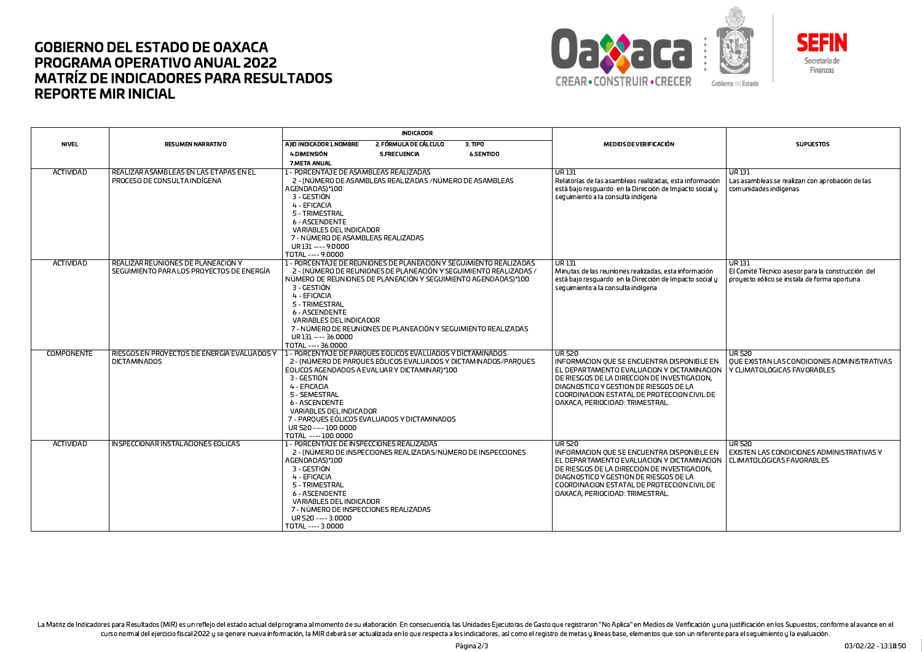# GOBIERNO DEL ESTADO DE OAXACA
# PROGRAMA OPERATIVO ANUAL 2022
# MATRÍZ DE INDICADORES PARA RESULTADOS
# REPORTE MIR INICIAL

| NIVEL | RESUMEN NARRATIVO | INDICADOR<br>A)ID INDICADOR 1.NOMBRE 2. FÓRMULA DE CÁLCULO 3. TIPO<br>4.DIMENSIÓN 5.FRECUENCIA 6.SENTIDO<br>7.META ANUAL | MEDIOS DE VERIFICACIÓN | SUPUESTOS |
|---|---|---|---|---|
| ACTIVIDAD | REALIZAR ASAMBLEAS EN LAS ETAPAS EN EL PROCESO DE CONSULTA INDÍGENA | 1 - PORCENTAJE DE ASAMBLEAS REALIZADAS<br>2 - (NÚMERO DE ASAMBLEAS REALIZADAS /NÚMERO DE ASAMBLEAS AGENDADAS)*100<br>3 - GESTIÓN<br>4 - EFICACIA<br>5 - TRIMESTRAL<br>6 - ASCENDENTE<br>VARIABLES DEL INDICADOR<br>7 - NÚMERO DE ASAMBLEAS REALIZADAS<br>UR 131 ---- 9.0000<br>TOTAL ---- 9.0000 | UR 131<br>Relatorías de las asambleas realizadas, esta información está bajo resguardo en la Dirección de Impacto social y seguimiento a la consulta indígena | UR 131<br>Las asambleas se realizan con aprobación de las comunidades indígenas |
| ACTIVIDAD | REALIZAR REUNIONES DE PLANEACIÓN Y SEGUIMIENTO PARA LOS PROYECTOS DE ENERGÍA | 1 - PORCENTAJE DE REUNIONES DE PLANEACIÓN Y SEGUIMIENTO REALIZADAS<br>2 - (NÚMERO DE REUNIONES DE PLANEACIÓN Y SEGUIMIENTO REALIZADAS / NÚMERO DE REUNIONES DE PLANEACIÓN Y SEGUIMIENTO AGENDADAS)*100<br>3 - GESTIÓN<br>4 - EFICACIA<br>5 - TRIMESTRAL<br>6 - ASCENDENTE<br>VARIABLES DEL INDICADOR<br>7 - NÚMERO DE REUNIONES DE PLANEACIÓN Y SEGUIMIENTO REALIZADAS<br>UR 131 ---- 36.0000<br>TOTAL ---- 36.0000 | UR 131<br>Minutas de las reuniones realizadas, esta información está bajo resguardo en la Dirección de Impacto social y seguimiento a la consulta indígena | UR 131<br>El Comité Técnico asesor para la construcción del proyecto eólico se instala de forma oportuna |
| COMPONENTE | RIESGOS EN PROYECTOS DE ENERGÍA EVALUADOS Y DICTAMINADOS | 1 - PORCENTAJE DE PARQUES EOLICOS EVALUADOS Y DICTAMINADOS<br>2 - (NÚMERO DE PARQUES EÓLICOS EVALUADOS Y DICTAMINADOS/PARQUES EOLICOS AGENDADOS A EVALUAR Y DICTAMINAR)*100<br>3 - GESTIÓN<br>4 - EFICACIA<br>5 - SEMESTRAL<br>6 - ASCENDENTE<br>VARIABLES DEL INDICADOR<br>7 - PARQUES EÓLICOS EVALUADOS Y DICTAMINADOS<br>UR 520 ---- 100.0000<br>TOTAL ---- 100.0000 | UR 520<br>INFORMACION QUE SE ENCUENTRA DISPONIBLE EN EL DEPARTAMENTO EVALUACION Y DICTAMINACION DE RIESGOS DE LA DIRECCION DE INVESTIGACION, DIAGNOSTICO Y GESTION DE RIESGOS DE LA COORDINACION ESTATAL DE PROTECCION CIVIL DE OAXACA, PERIOCIDAD: TRIMESTRAL. | UR 520<br>QUE EXISTAN LAS CONDICIONES ADMINISTRATIVAS Y CLIMATOLÓGICAS FAVORABLES |
| ACTIVIDAD | INSPECCIONAR INSTALACIONES EOLICAS | 1 - PORCENTAJE DE INSPECCIONES REALIZADAS<br>2 - (NÚMERO DE INSPECCIONES REALIZADAS/NÚMERO DE INSPECCIONES AGENDADAS)*100<br>3 - GESTIÓN<br>4 - EFICACIA<br>5 - TRIMESTRAL<br>6 - ASCENDENTE<br>VARIABLES DEL INDICADOR<br>7 - NÚMERO DE INSPECCIONES REALIZADAS<br>UR 520 ---- 3.0000<br>TOTAL ---- 3.0000 | UR 520<br>INFORMACION QUE SE ENCUENTRA DISPONIBLE EN EL DEPARTAMENTO EVALUACION Y DICTAMINACION DE RIESGOS DE LA DIRECCION DE INVESTIGACION, DIAGNOSTICO Y GESTION DE RIESGOS DE LA COORDINACION ESTATAL DE PROTECCION CIVIL DE OAXACA, PERIOCIDAD: TRIMESTRAL. | UR 520<br>EXISTEN LAS CONDICIONES ADMINISTRATIVAS Y CLIMATOLÓGICAS FAVORABLES |

La Matriz de Indicadores para Resultados (MIR) es un reflejo del estado actual del programa al momento de su elaboración. En consecuencia, las Unidades Ejecutoras de Gasto que registraron "No Aplica" en Medios de Verificación y una justificación en los Supuestos; conforme al avance en el curso normal del ejercicio fiscal 2022 y se genere nueva información, la MIR deberá ser actualizada en lo que respecta a los indicadores, así como el registro de metas y líneas base, elementos que son un referente para el seguimiento y la evaluación.

03/02/22 - 13:18:50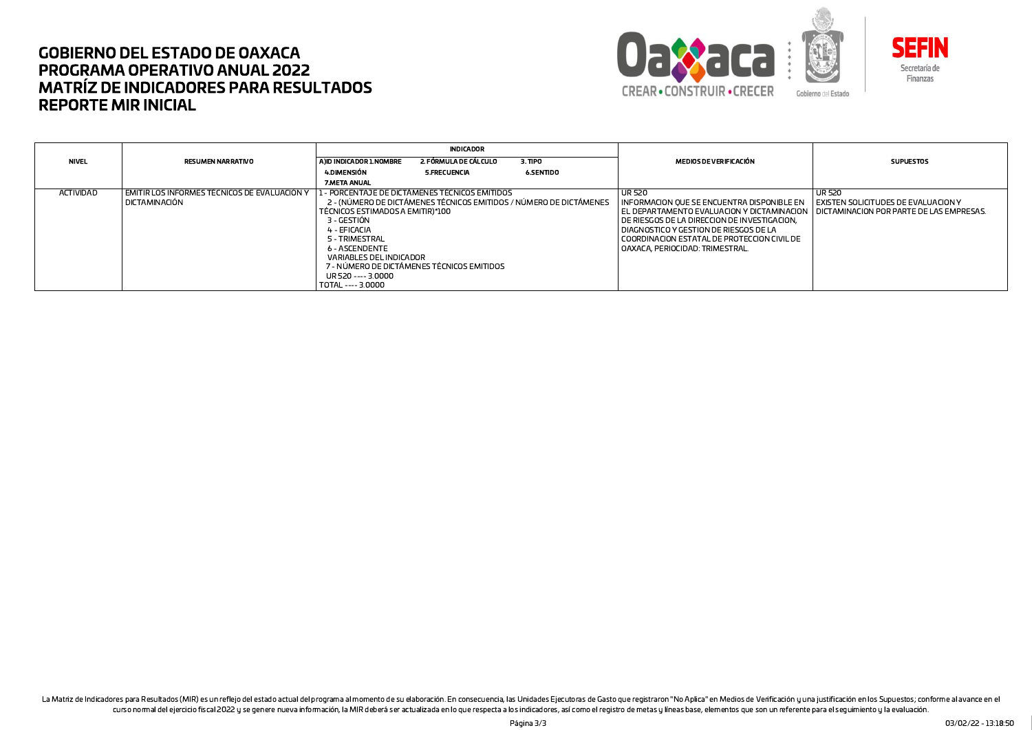# GOBIERNO DEL ESTADO DE OAXACA
# PROGRAMA OPERATIVO ANUAL 2022
# MATRÍZ DE INDICADORES PARA RESULTADOS
# REPORTE MIR INICIAL

Oaxaca CREAR • CONSTRUIR • CRECER — Gobierno del Estado — SEFIN Secretaría de Finanzas

| NIVEL | RESUMEN NARRATIVO | INDICADOR<br>A)ID INDICADOR 1.NOMBRE 2. FÓRMULA DE CÁLCULO 3. TIPO<br>4.DIMENSIÓN 5.FRECUENCIA 6.SENTIDO<br>7.META ANUAL | MEDIOS DE VERIFICACIÓN | SUPUESTOS |
|---|---|---|---|---|
| ACTIVIDAD | EMITIR LOS INFORMES TÉCNICOS DE EVALUACIÓN Y DICTAMINACIÓN | 1 - PORCENTAJE DE DICTÁMENES TÉCNICOS EMITIDOS<br>2 - (NÚMERO DE DICTÁMENES TÉCNICOS EMITIDOS / NÚMERO DE DICTÁMENES TÉCNICOS ESTIMADOS A EMITIR)*100<br>3 - GESTIÓN<br>4 - EFICACIA<br>5 - TRIMESTRAL<br>6 - ASCENDENTE<br>VARIABLES DEL INDICADOR<br>7 - NÚMERO DE DICTÁMENES TÉCNICOS EMITIDOS<br>UR 520 ---- 3.0000<br>TOTAL ---- 3.0000 | UR 520<br>INFORMACION QUE SE ENCUENTRA DISPONIBLE EN EL DEPARTAMENTO EVALUACION Y DICTAMINACION DE RIESGOS DE LA DIRECCION DE INVESTIGACION, DIAGNOSTICO Y GESTION DE RIESGOS DE LA COORDINACION ESTATAL DE PROTECCION CIVIL DE OAXACA, PERIOCIDAD: TRIMESTRAL. | UR 520<br>EXISTEN SOLICITUDES DE EVALUACION Y DICTAMINACION POR PARTE DE LAS EMPRESAS. |

La Matriz de Indicadores para Resultados (MIR) es un reflejo del estado actual del programa al momento de su elaboración. En consecuencia, las Unidades Ejecutoras de Gasto que registraron "No Aplica" en Medios de Verificación y una justificación en los Supuestos; conforme al avance en el curso normal del ejercicio fiscal 2022 y se genere nueva información, la MIR deberá ser actualizada en lo que respecta a los indicadores, así como el registro de metas y líneas base, elementos que son un referente para el seguimiento y la evaluación.

03/02/22 - 13:18:50